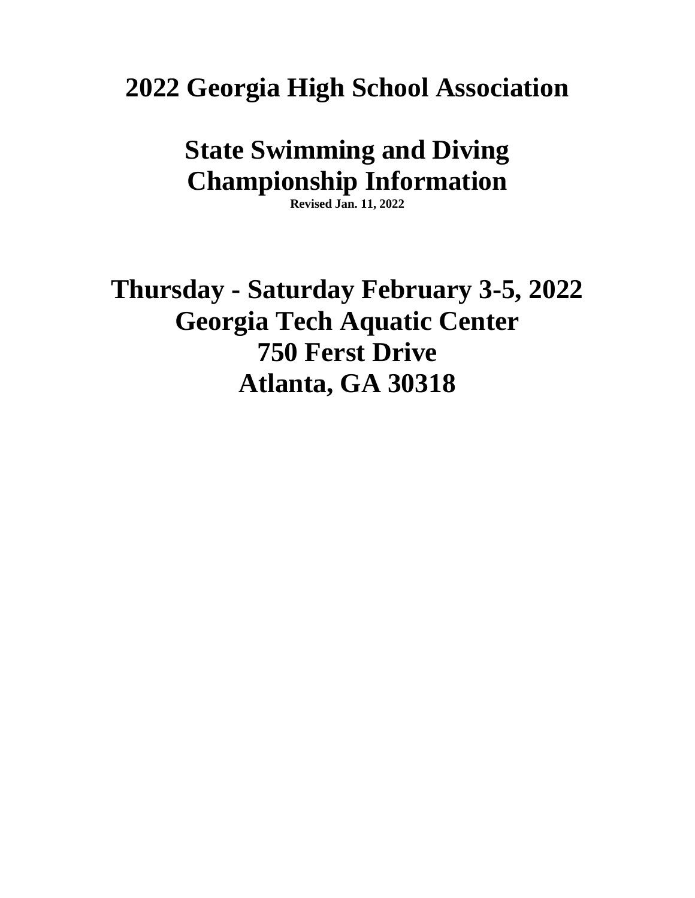# 2022 Georgia High School Association

# State Swimming and Diving Championship Information

**Revised Jan. 11, 2022**

# Thursday - Saturday February 3-5, 2022
# Georgia Tech Aquatic Center
# 750 Ferst Drive
# Atlanta, GA 30318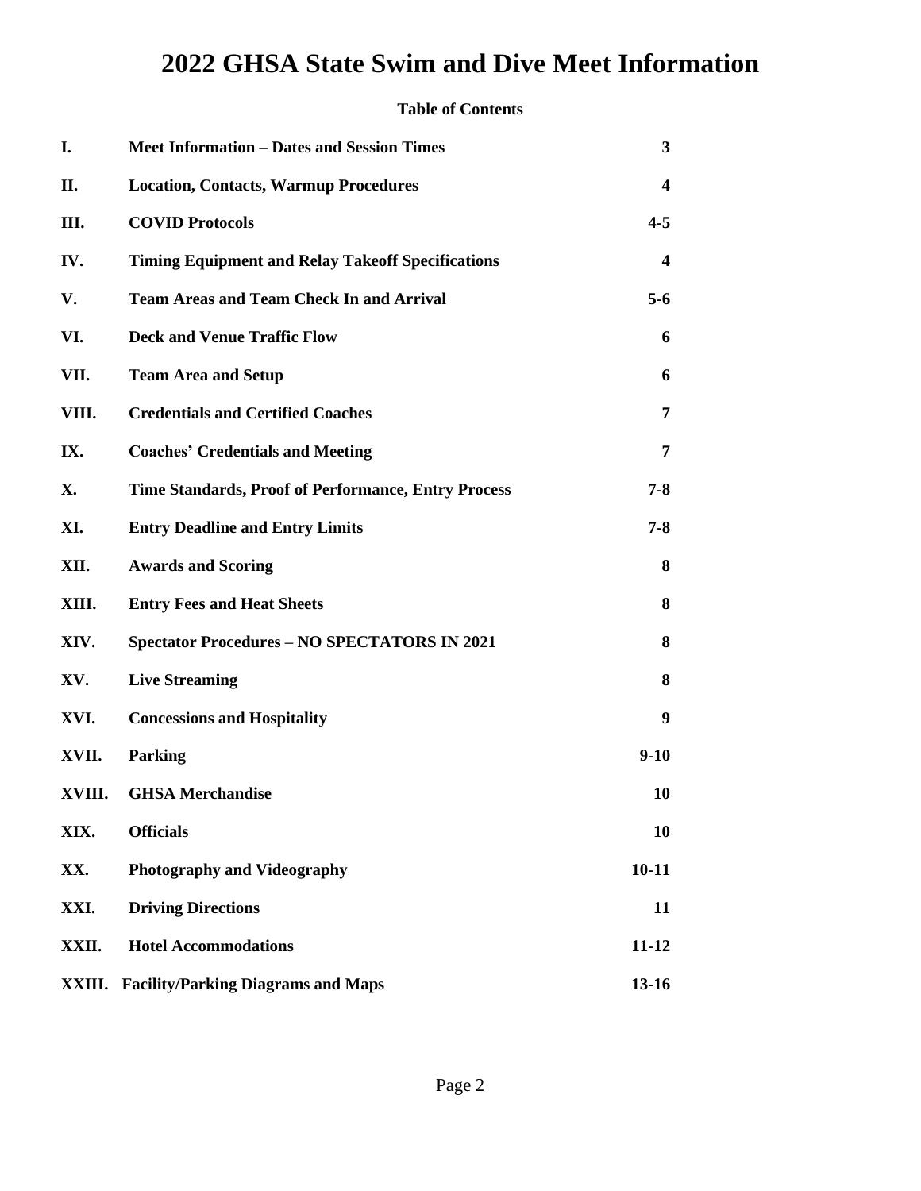# 2022 GHSA State Swim and Dive Meet Information

**Table of Contents**

| | | |
|---|---|---|
| **I.** | **Meet Information – Dates and Session Times** | **3** |
| **II.** | **Location, Contacts, Warmup Procedures** | **4** |
| **III.** | **COVID Protocols** | **4-5** |
| **IV.** | **Timing Equipment and Relay Takeoff Specifications** | **4** |
| **V.** | **Team Areas and Team Check In and Arrival** | **5-6** |
| **VI.** | **Deck and Venue Traffic Flow** | **6** |
| **VII.** | **Team Area and Setup** | **6** |
| **VIII.** | **Credentials and Certified Coaches** | **7** |
| **IX.** | **Coaches' Credentials and Meeting** | **7** |
| **X.** | **Time Standards, Proof of Performance, Entry Process** | **7-8** |
| **XI.** | **Entry Deadline and Entry Limits** | **7-8** |
| **XII.** | **Awards and Scoring** | **8** |
| **XIII.** | **Entry Fees and Heat Sheets** | **8** |
| **XIV.** | **Spectator Procedures – NO SPECTATORS IN 2021** | **8** |
| **XV.** | **Live Streaming** | **8** |
| **XVI.** | **Concessions and Hospitality** | **9** |
| **XVII.** | **Parking** | **9-10** |
| **XVIII.** | **GHSA Merchandise** | **10** |
| **XIX.** | **Officials** | **10** |
| **XX.** | **Photography and Videography** | **10-11** |
| **XXI.** | **Driving Directions** | **11** |
| **XXII.** | **Hotel Accommodations** | **11-12** |
| **XXIII.** | **Facility/Parking Diagrams and Maps** | **13-16** |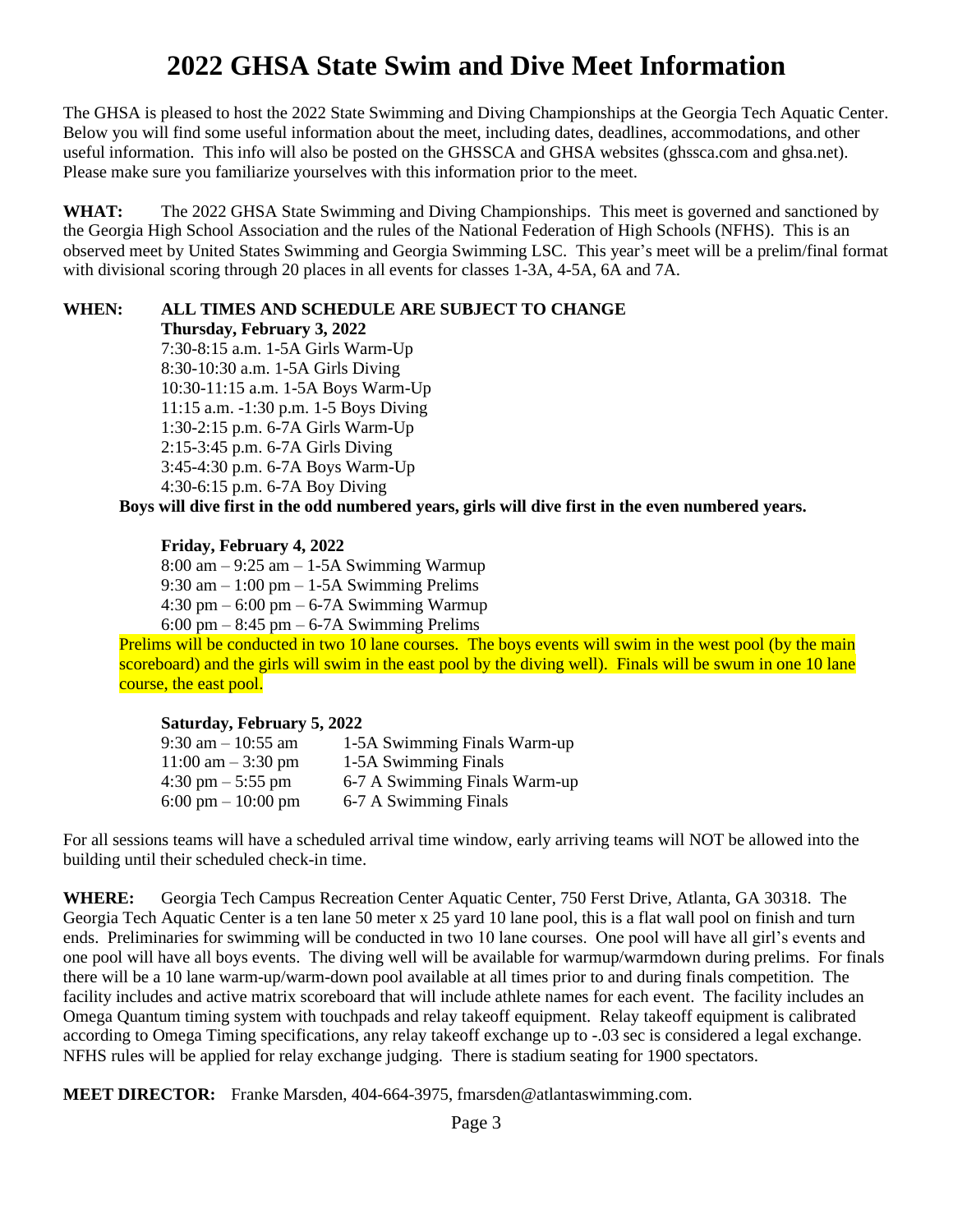# 2022 GHSA State Swim and Dive Meet Information

The GHSA is pleased to host the 2022 State Swimming and Diving Championships at the Georgia Tech Aquatic Center. Below you will find some useful information about the meet, including dates, deadlines, accommodations, and other useful information. This info will also be posted on the GHSSCA and GHSA websites (ghssca.com and ghsa.net). Please make sure you familiarize yourselves with this information prior to the meet.

**WHAT:** The 2022 GHSA State Swimming and Diving Championships. This meet is governed and sanctioned by the Georgia High School Association and the rules of the National Federation of High Schools (NFHS). This is an observed meet by United States Swimming and Georgia Swimming LSC. This year's meet will be a prelim/final format with divisional scoring through 20 places in all events for classes 1-3A, 4-5A, 6A and 7A.

**WHEN: ALL TIMES AND SCHEDULE ARE SUBJECT TO CHANGE**

**Thursday, February 3, 2022**

7:30-8:15 a.m. 1-5A Girls Warm-Up
8:30-10:30 a.m. 1-5A Girls Diving
10:30-11:15 a.m. 1-5A Boys Warm-Up
11:15 a.m. -1:30 p.m. 1-5 Boys Diving
1:30-2:15 p.m. 6-7A Girls Warm-Up
2:15-3:45 p.m. 6-7A Girls Diving
3:45-4:30 p.m. 6-7A Boys Warm-Up
4:30-6:15 p.m. 6-7A Boy Diving

**Boys will dive first in the odd numbered years, girls will dive first in the even numbered years.**

**Friday, February 4, 2022**

8:00 am – 9:25 am – 1-5A Swimming Warmup
9:30 am – 1:00 pm – 1-5A Swimming Prelims
4:30 pm – 6:00 pm – 6-7A Swimming Warmup
6:00 pm – 8:45 pm – 6-7A Swimming Prelims

Prelims will be conducted in two 10 lane courses. The boys events will swim in the west pool (by the main scoreboard) and the girls will swim in the east pool by the diving well). Finals will be swum in one 10 lane course, the east pool.

**Saturday, February 5, 2022**

| | |
|---|---|
| 9:30 am – 10:55 am | 1-5A Swimming Finals Warm-up |
| 11:00 am – 3:30 pm | 1-5A Swimming Finals |
| 4:30 pm – 5:55 pm | 6-7 A Swimming Finals Warm-up |
| 6:00 pm – 10:00 pm | 6-7 A Swimming Finals |

For all sessions teams will have a scheduled arrival time window, early arriving teams will NOT be allowed into the building until their scheduled check-in time.

**WHERE:** Georgia Tech Campus Recreation Center Aquatic Center, 750 Ferst Drive, Atlanta, GA 30318. The Georgia Tech Aquatic Center is a ten lane 50 meter x 25 yard 10 lane pool, this is a flat wall pool on finish and turn ends. Preliminaries for swimming will be conducted in two 10 lane courses. One pool will have all girl's events and one pool will have all boys events. The diving well will be available for warmup/warmdown during prelims. For finals there will be a 10 lane warm-up/warm-down pool available at all times prior to and during finals competition. The facility includes and active matrix scoreboard that will include athlete names for each event. The facility includes an Omega Quantum timing system with touchpads and relay takeoff equipment. Relay takeoff equipment is calibrated according to Omega Timing specifications, any relay takeoff exchange up to -.03 sec is considered a legal exchange. NFHS rules will be applied for relay exchange judging. There is stadium seating for 1900 spectators.

**MEET DIRECTOR:** Franke Marsden, 404-664-3975, fmarsden@atlantaswimming.com.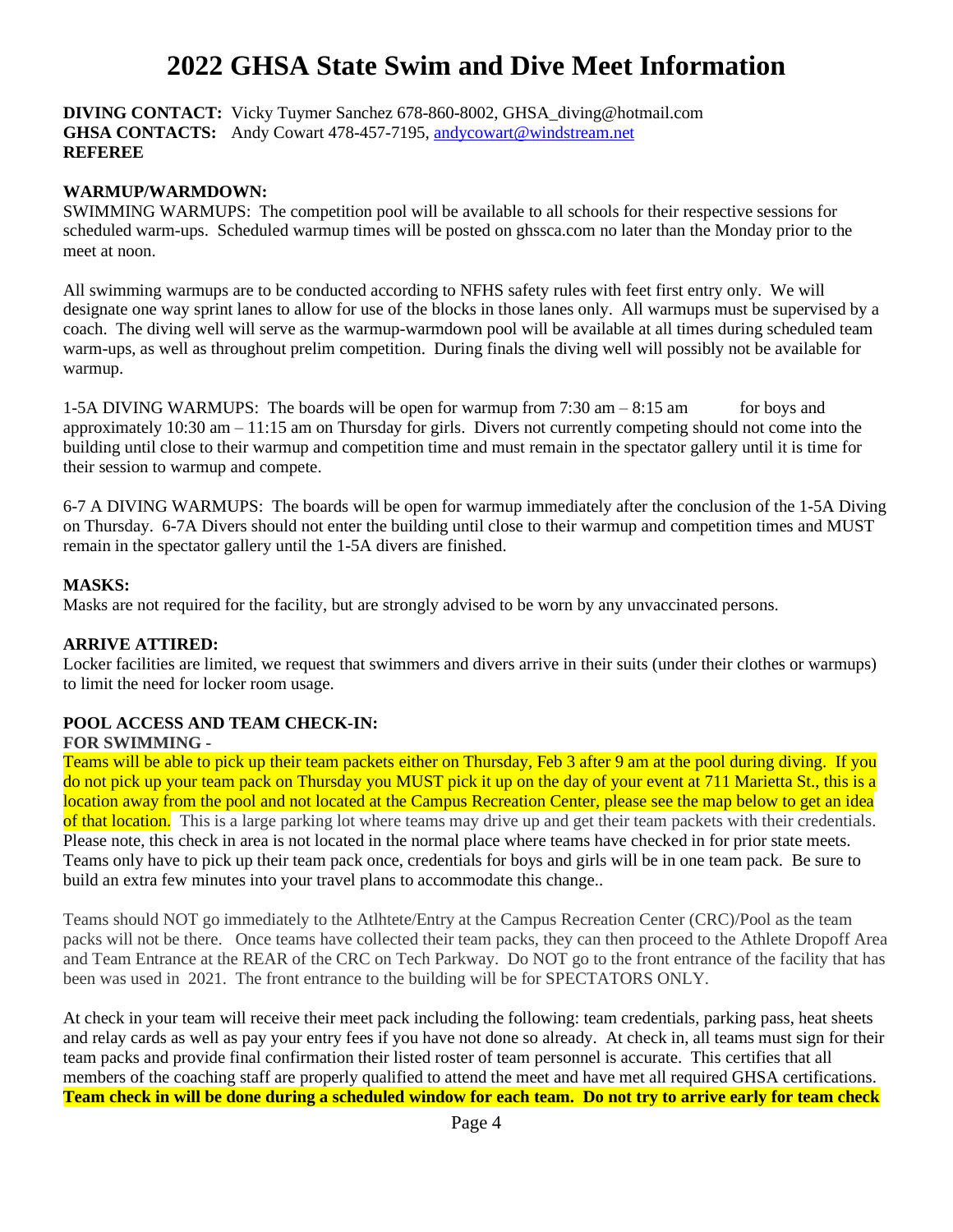# 2022 GHSA State Swim and Dive Meet Information

**DIVING CONTACT:** Vicky Tuymer Sanchez 678-860-8002, GHSA_diving@hotmail.com
**GHSA CONTACTS:** Andy Cowart 478-457-7195, andycowart@windstream.net
**REFEREE**

**WARMUP/WARMDOWN:**
SWIMMING WARMUPS: The competition pool will be available to all schools for their respective sessions for scheduled warm-ups. Scheduled warmup times will be posted on ghssca.com no later than the Monday prior to the meet at noon.

All swimming warmups are to be conducted according to NFHS safety rules with feet first entry only. We will designate one way sprint lanes to allow for use of the blocks in those lanes only. All warmups must be supervised by a coach. The diving well will serve as the warmup-warmdown pool will be available at all times during scheduled team warm-ups, as well as throughout prelim competition. During finals the diving well will possibly not be available for warmup.

1-5A DIVING WARMUPS: The boards will be open for warmup from 7:30 am – 8:15 am for boys and approximately 10:30 am – 11:15 am on Thursday for girls. Divers not currently competing should not come into the building until close to their warmup and competition time and must remain in the spectator gallery until it is time for their session to warmup and compete.

6-7 A DIVING WARMUPS: The boards will be open for warmup immediately after the conclusion of the 1-5A Diving on Thursday. 6-7A Divers should not enter the building until close to their warmup and competition times and MUST remain in the spectator gallery until the 1-5A divers are finished.

**MASKS:**
Masks are not required for the facility, but are strongly advised to be worn by any unvaccinated persons.

**ARRIVE ATTIRED:**
Locker facilities are limited, we request that swimmers and divers arrive in their suits (under their clothes or warmups) to limit the need for locker room usage.

**POOL ACCESS AND TEAM CHECK-IN:**
**FOR SWIMMING -**
Teams will be able to pick up their team packets either on Thursday, Feb 3 after 9 am at the pool during diving. If you do not pick up your team pack on Thursday you MUST pick it up on the day of your event at 711 Marietta St., this is a location away from the pool and not located at the Campus Recreation Center, please see the map below to get an idea of that location. This is a large parking lot where teams may drive up and get their team packets with their credentials. Please note, this check in area is not located in the normal place where teams have checked in for prior state meets. Teams only have to pick up their team pack once, credentials for boys and girls will be in one team pack. Be sure to build an extra few minutes into your travel plans to accommodate this change..

Teams should NOT go immediately to the Atlhtete/Entry at the Campus Recreation Center (CRC)/Pool as the team packs will not be there. Once teams have collected their team packs, they can then proceed to the Athlete Dropoff Area and Team Entrance at the REAR of the CRC on Tech Parkway. Do NOT go to the front entrance of the facility that has been was used in 2021. The front entrance to the building will be for SPECTATORS ONLY.

At check in your team will receive their meet pack including the following: team credentials, parking pass, heat sheets and relay cards as well as pay your entry fees if you have not done so already. At check in, all teams must sign for their team packs and provide final confirmation their listed roster of team personnel is accurate. This certifies that all members of the coaching staff are properly qualified to attend the meet and have met all required GHSA certifications.
**Team check in will be done during a scheduled window for each team. Do not try to arrive early for team check**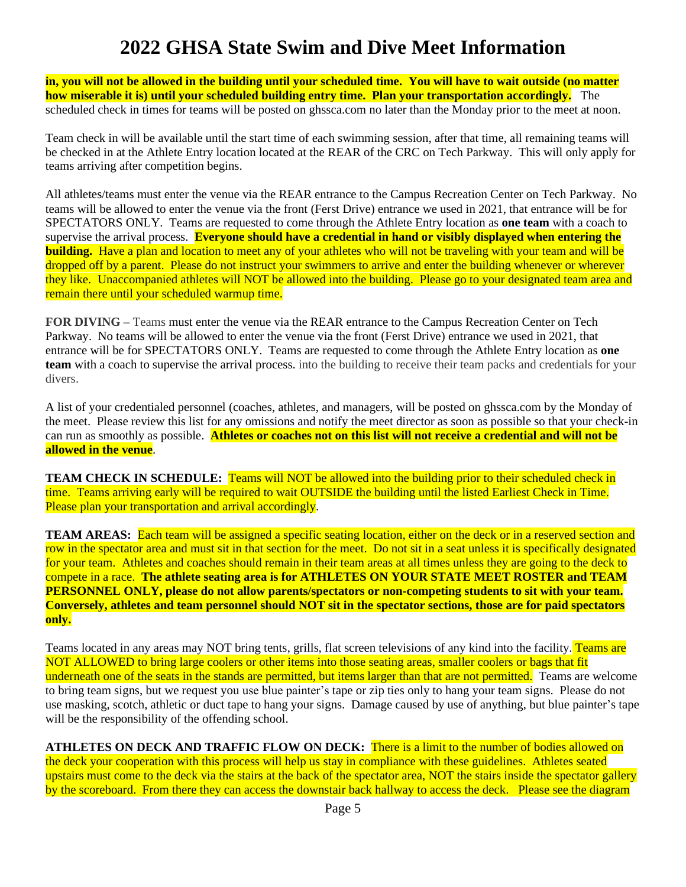# 2022 GHSA State Swim and Dive Meet Information

**in, you will not be allowed in the building until your scheduled time. You will have to wait outside (no matter how miserable it is) until your scheduled building entry time. Plan your transportation accordingly.** The scheduled check in times for teams will be posted on ghssca.com no later than the Monday prior to the meet at noon.

Team check in will be available until the start time of each swimming session, after that time, all remaining teams will be checked in at the Athlete Entry location located at the REAR of the CRC on Tech Parkway. This will only apply for teams arriving after competition begins.

All athletes/teams must enter the venue via the REAR entrance to the Campus Recreation Center on Tech Parkway. No teams will be allowed to enter the venue via the front (Ferst Drive) entrance we used in 2021, that entrance will be for SPECTATORS ONLY. Teams are requested to come through the Athlete Entry location as **one team** with a coach to supervise the arrival process. **Everyone should have a credential in hand or visibly displayed when entering the building.** Have a plan and location to meet any of your athletes who will not be traveling with your team and will be dropped off by a parent. Please do not instruct your swimmers to arrive and enter the building whenever or wherever they like. Unaccompanied athletes will NOT be allowed into the building. Please go to your designated team area and remain there until your scheduled warmup time.

**FOR DIVING** – Teams must enter the venue via the REAR entrance to the Campus Recreation Center on Tech Parkway. No teams will be allowed to enter the venue via the front (Ferst Drive) entrance we used in 2021, that entrance will be for SPECTATORS ONLY. Teams are requested to come through the Athlete Entry location as **one team** with a coach to supervise the arrival process. into the building to receive their team packs and credentials for your divers.

A list of your credentialed personnel (coaches, athletes, and managers, will be posted on ghssca.com by the Monday of the meet. Please review this list for any omissions and notify the meet director as soon as possible so that your check-in can run as smoothly as possible. **Athletes or coaches not on this list will not receive a credential and will not be allowed in the venue**.

**TEAM CHECK IN SCHEDULE:** Teams will NOT be allowed into the building prior to their scheduled check in time. Teams arriving early will be required to wait OUTSIDE the building until the listed Earliest Check in Time. Please plan your transportation and arrival accordingly.

**TEAM AREAS:** Each team will be assigned a specific seating location, either on the deck or in a reserved section and row in the spectator area and must sit in that section for the meet. Do not sit in a seat unless it is specifically designated for your team. Athletes and coaches should remain in their team areas at all times unless they are going to the deck to compete in a race. **The athlete seating area is for ATHLETES ON YOUR STATE MEET ROSTER and TEAM PERSONNEL ONLY, please do not allow parents/spectators or non-competing students to sit with your team. Conversely, athletes and team personnel should NOT sit in the spectator sections, those are for paid spectators only.**

Teams located in any areas may NOT bring tents, grills, flat screen televisions of any kind into the facility. Teams are NOT ALLOWED to bring large coolers or other items into those seating areas, smaller coolers or bags that fit underneath one of the seats in the stands are permitted, but items larger than that are not permitted. Teams are welcome to bring team signs, but we request you use blue painter's tape or zip ties only to hang your team signs. Please do not use masking, scotch, athletic or duct tape to hang your signs. Damage caused by use of anything, but blue painter's tape will be the responsibility of the offending school.

**ATHLETES ON DECK AND TRAFFIC FLOW ON DECK:** There is a limit to the number of bodies allowed on the deck your cooperation with this process will help us stay in compliance with these guidelines. Athletes seated upstairs must come to the deck via the stairs at the back of the spectator area, NOT the stairs inside the spectator gallery by the scoreboard. From there they can access the downstair back hallway to access the deck. Please see the diagram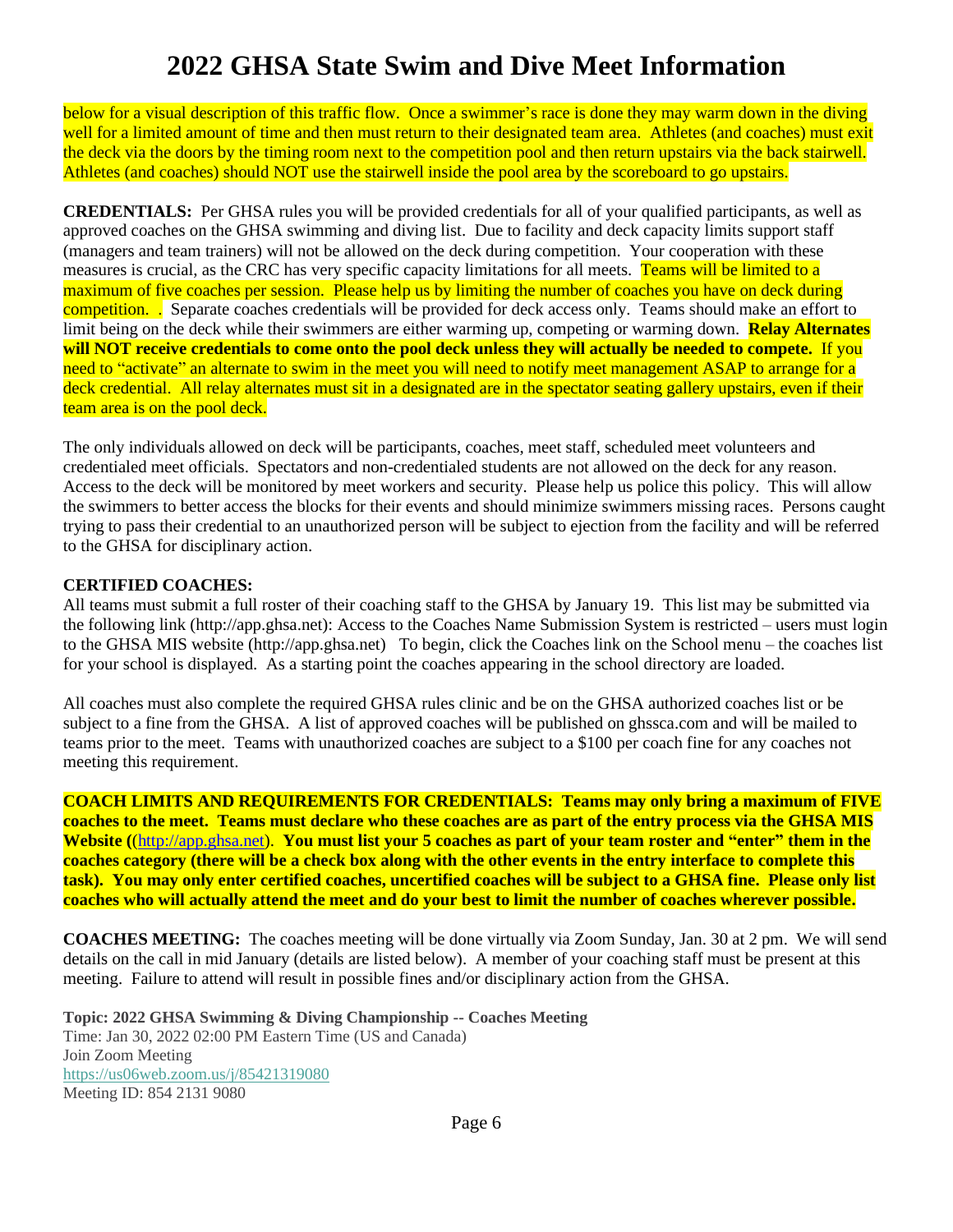below for a visual description of this traffic flow. Once a swimmer's race is done they may warm down in the diving well for a limited amount of time and then must return to their designated team area. Athletes (and coaches) must exit the deck via the doors by the timing room next to the competition pool and then return upstairs via the back stairwell. Athletes (and coaches) should NOT use the stairwell inside the pool area by the scoreboard to go upstairs.

**CREDENTIALS:** Per GHSA rules you will be provided credentials for all of your qualified participants, as well as approved coaches on the GHSA swimming and diving list. Due to facility and deck capacity limits support staff (managers and team trainers) will not be allowed on the deck during competition. Your cooperation with these measures is crucial, as the CRC has very specific capacity limitations for all meets. Teams will be limited to a maximum of five coaches per session. Please help us by limiting the number of coaches you have on deck during competition. . Separate coaches credentials will be provided for deck access only. Teams should make an effort to limit being on the deck while their swimmers are either warming up, competing or warming down. **Relay Alternates will NOT receive credentials to come onto the pool deck unless they will actually be needed to compete.** If you need to "activate" an alternate to swim in the meet you will need to notify meet management ASAP to arrange for a deck credential. All relay alternates must sit in a designated are in the spectator seating gallery upstairs, even if their team area is on the pool deck.

The only individuals allowed on deck will be participants, coaches, meet staff, scheduled meet volunteers and credentialed meet officials. Spectators and non-credentialed students are not allowed on the deck for any reason. Access to the deck will be monitored by meet workers and security. Please help us police this policy. This will allow the swimmers to better access the blocks for their events and should minimize swimmers missing races. Persons caught trying to pass their credential to an unauthorized person will be subject to ejection from the facility and will be referred to the GHSA for disciplinary action.

**CERTIFIED COACHES:**

All teams must submit a full roster of their coaching staff to the GHSA by January 19. This list may be submitted via the following link (http://app.ghsa.net): Access to the Coaches Name Submission System is restricted – users must login to the GHSA MIS website (http://app.ghsa.net) To begin, click the Coaches link on the School menu – the coaches list for your school is displayed. As a starting point the coaches appearing in the school directory are loaded.

All coaches must also complete the required GHSA rules clinic and be on the GHSA authorized coaches list or be subject to a fine from the GHSA. A list of approved coaches will be published on ghssca.com and will be mailed to teams prior to the meet. Teams with unauthorized coaches are subject to a $100 per coach fine for any coaches not meeting this requirement.

**COACH LIMITS AND REQUIREMENTS FOR CREDENTIALS: Teams may only bring a maximum of FIVE coaches to the meet. Teams must declare who these coaches are as part of the entry process via the GHSA MIS Website (**(http://app.ghsa.net)**. You must list your 5 coaches as part of your team roster and "enter" them in the coaches category (there will be a check box along with the other events in the entry interface to complete this task). You may only enter certified coaches, uncertified coaches will be subject to a GHSA fine. Please only list coaches who will actually attend the meet and do your best to limit the number of coaches wherever possible.**

**COACHES MEETING:** The coaches meeting will be done virtually via Zoom Sunday, Jan. 30 at 2 pm. We will send details on the call in mid January (details are listed below). A member of your coaching staff must be present at this meeting. Failure to attend will result in possible fines and/or disciplinary action from the GHSA.

**Topic: 2022 GHSA Swimming & Diving Championship -- Coaches Meeting**
Time: Jan 30, 2022 02:00 PM Eastern Time (US and Canada)
Join Zoom Meeting
https://us06web.zoom.us/j/85421319080
Meeting ID: 854 2131 9080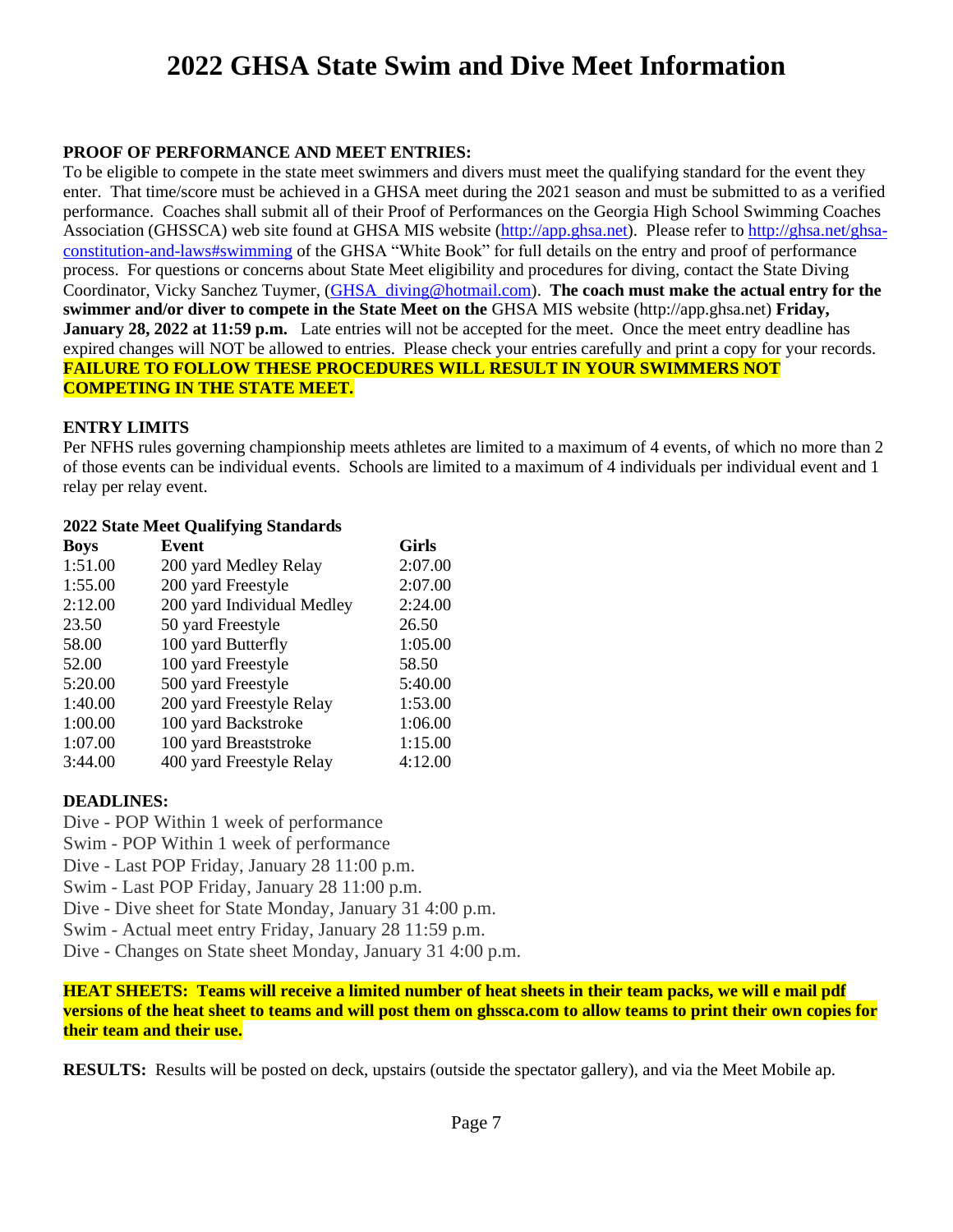# 2022 GHSA State Swim and Dive Meet Information

**PROOF OF PERFORMANCE AND MEET ENTRIES:**

To be eligible to compete in the state meet swimmers and divers must meet the qualifying standard for the event they enter. That time/score must be achieved in a GHSA meet during the 2021 season and must be submitted to as a verified performance. Coaches shall submit all of their Proof of Performances on the Georgia High School Swimming Coaches Association (GHSSCA) web site found at GHSA MIS website (http://app.ghsa.net). Please refer to http://ghsa.net/ghsa-constitution-and-laws#swimming of the GHSA "White Book" for full details on the entry and proof of performance process. For questions or concerns about State Meet eligibility and procedures for diving, contact the State Diving Coordinator, Vicky Sanchez Tuymer, (GHSA_diving@hotmail.com). **The coach must make the actual entry for the swimmer and/or diver to compete in the State Meet on the** GHSA MIS website (http://app.ghsa.net) **Friday, January 28, 2022 at 11:59 p.m.** Late entries will not be accepted for the meet. Once the meet entry deadline has expired changes will NOT be allowed to entries. Please check your entries carefully and print a copy for your records. **FAILURE TO FOLLOW THESE PROCEDURES WILL RESULT IN YOUR SWIMMERS NOT COMPETING IN THE STATE MEET.**

**ENTRY LIMITS**

Per NFHS rules governing championship meets athletes are limited to a maximum of 4 events, of which no more than 2 of those events can be individual events. Schools are limited to a maximum of 4 individuals per individual event and 1 relay per relay event.

**2022 State Meet Qualifying Standards**

| Boys | Event | Girls |
|---|---|---|
| 1:51.00 | 200 yard Medley Relay | 2:07.00 |
| 1:55.00 | 200 yard Freestyle | 2:07.00 |
| 2:12.00 | 200 yard Individual Medley | 2:24.00 |
| 23.50 | 50 yard Freestyle | 26.50 |
| 58.00 | 100 yard Butterfly | 1:05.00 |
| 52.00 | 100 yard Freestyle | 58.50 |
| 5:20.00 | 500 yard Freestyle | 5:40.00 |
| 1:40.00 | 200 yard Freestyle Relay | 1:53.00 |
| 1:00.00 | 100 yard Backstroke | 1:06.00 |
| 1:07.00 | 100 yard Breaststroke | 1:15.00 |
| 3:44.00 | 400 yard Freestyle Relay | 4:12.00 |

**DEADLINES:**

Dive - POP Within 1 week of performance
Swim - POP Within 1 week of performance
Dive - Last POP Friday, January 28 11:00 p.m.
Swim - Last POP Friday, January 28 11:00 p.m.
Dive - Dive sheet for State Monday, January 31 4:00 p.m.
Swim - Actual meet entry Friday, January 28 11:59 p.m.
Dive - Changes on State sheet Monday, January 31 4:00 p.m.

**HEAT SHEETS: Teams will receive a limited number of heat sheets in their team packs, we will e mail pdf versions of the heat sheet to teams and will post them on ghssca.com to allow teams to print their own copies for their team and their use.**

**RESULTS:** Results will be posted on deck, upstairs (outside the spectator gallery), and via the Meet Mobile ap.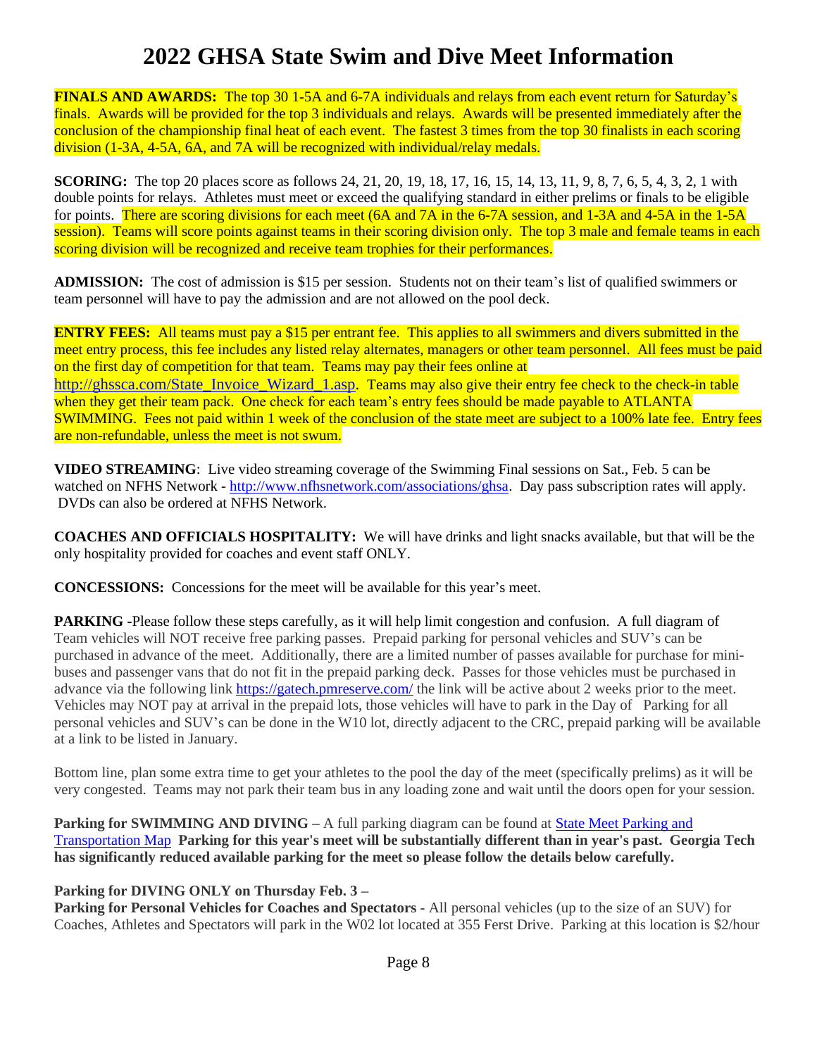# 2022 GHSA State Swim and Dive Meet Information

**FINALS AND AWARDS:** The top 30 1-5A and 6-7A individuals and relays from each event return for Saturday's finals. Awards will be provided for the top 3 individuals and relays. Awards will be presented immediately after the conclusion of the championship final heat of each event. The fastest 3 times from the top 30 finalists in each scoring division (1-3A, 4-5A, 6A, and 7A will be recognized with individual/relay medals.

**SCORING:** The top 20 places score as follows 24, 21, 20, 19, 18, 17, 16, 15, 14, 13, 11, 9, 8, 7, 6, 5, 4, 3, 2, 1 with double points for relays. Athletes must meet or exceed the qualifying standard in either prelims or finals to be eligible for points. There are scoring divisions for each meet (6A and 7A in the 6-7A session, and 1-3A and 4-5A in the 1-5A session). Teams will score points against teams in their scoring division only. The top 3 male and female teams in each scoring division will be recognized and receive team trophies for their performances.

**ADMISSION:** The cost of admission is $15 per session. Students not on their team's list of qualified swimmers or team personnel will have to pay the admission and are not allowed on the pool deck.

**ENTRY FEES:** All teams must pay a $15 per entrant fee. This applies to all swimmers and divers submitted in the meet entry process, this fee includes any listed relay alternates, managers or other team personnel. All fees must be paid on the first day of competition for that team. Teams may pay their fees online at http://ghssca.com/State_Invoice_Wizard_1.asp. Teams may also give their entry fee check to the check-in table when they get their team pack. One check for each team's entry fees should be made payable to ATLANTA SWIMMING. Fees not paid within 1 week of the conclusion of the state meet are subject to a 100% late fee. Entry fees are non-refundable, unless the meet is not swum.

**VIDEO STREAMING**: Live video streaming coverage of the Swimming Final sessions on Sat., Feb. 5 can be watched on NFHS Network - http://www.nfhsnetwork.com/associations/ghsa. Day pass subscription rates will apply. DVDs can also be ordered at NFHS Network.

**COACHES AND OFFICIALS HOSPITALITY:** We will have drinks and light snacks available, but that will be the only hospitality provided for coaches and event staff ONLY.

**CONCESSIONS:** Concessions for the meet will be available for this year's meet.

**PARKING** -Please follow these steps carefully, as it will help limit congestion and confusion. A full diagram of Team vehicles will NOT receive free parking passes. Prepaid parking for personal vehicles and SUV's can be purchased in advance of the meet. Additionally, there are a limited number of passes available for purchase for mini-buses and passenger vans that do not fit in the prepaid parking deck. Passes for those vehicles must be purchased in advance via the following link https://gatech.pmreserve.com/ the link will be active about 2 weeks prior to the meet. Vehicles may NOT pay at arrival in the prepaid lots, those vehicles will have to park in the Day of Parking for all personal vehicles and SUV's can be done in the W10 lot, directly adjacent to the CRC, prepaid parking will be available at a link to be listed in January.

Bottom line, plan some extra time to get your athletes to the pool the day of the meet (specifically prelims) as it will be very congested. Teams may not park their team bus in any loading zone and wait until the doors open for your session.

**Parking for SWIMMING AND DIVING** – A full parking diagram can be found at State Meet Parking and Transportation Map **Parking for this year's meet will be substantially different than in year's past. Georgia Tech has significantly reduced available parking for the meet so please follow the details below carefully.**

**Parking for DIVING ONLY on Thursday Feb. 3 –**

**Parking for Personal Vehicles for Coaches and Spectators -** All personal vehicles (up to the size of an SUV) for Coaches, Athletes and Spectators will park in the W02 lot located at 355 Ferst Drive. Parking at this location is $2/hour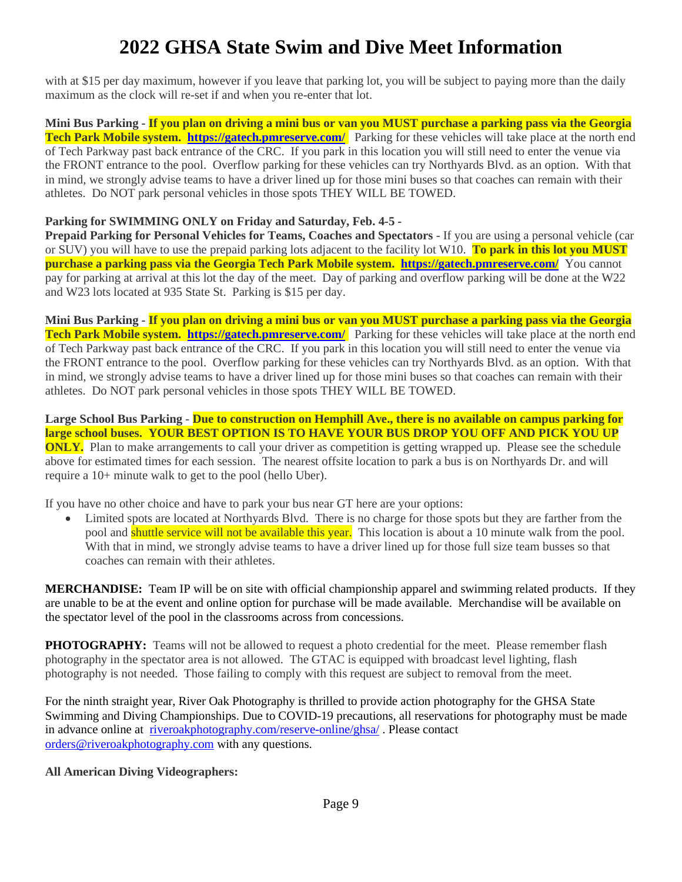with at $15 per day maximum, however if you leave that parking lot, you will be subject to paying more than the daily maximum as the clock will re-set if and when you re-enter that lot.

**Mini Bus Parking** - **If you plan on driving a mini bus or van you MUST purchase a parking pass via the Georgia Tech Park Mobile system. [https://gatech.pmreserve.com/](https://gatech.pmreserve.com/)** Parking for these vehicles will take place at the north end of Tech Parkway past back entrance of the CRC. If you park in this location you will still need to enter the venue via the FRONT entrance to the pool. Overflow parking for these vehicles can try Northyards Blvd. as an option. With that in mind, we strongly advise teams to have a driver lined up for those mini buses so that coaches can remain with their athletes. Do NOT park personal vehicles in those spots THEY WILL BE TOWED.

**Parking for SWIMMING ONLY on Friday and Saturday, Feb. 4-5 -**
**Prepaid Parking for Personal Vehicles for Teams, Coaches and Spectators** - If you are using a personal vehicle (car or SUV) you will have to use the prepaid parking lots adjacent to the facility lot W10. **To park in this lot you MUST purchase a parking pass via the Georgia Tech Park Mobile system. [https://gatech.pmreserve.com/](https://gatech.pmreserve.com/)** You cannot pay for parking at arrival at this lot the day of the meet. Day of parking and overflow parking will be done at the W22 and W23 lots located at 935 State St. Parking is $15 per day.

**Mini Bus Parking** - **If you plan on driving a mini bus or van you MUST purchase a parking pass via the Georgia Tech Park Mobile system. [https://gatech.pmreserve.com/](https://gatech.pmreserve.com/)** Parking for these vehicles will take place at the north end of Tech Parkway past back entrance of the CRC. If you park in this location you will still need to enter the venue via the FRONT entrance to the pool. Overflow parking for these vehicles can try Northyards Blvd. as an option. With that in mind, we strongly advise teams to have a driver lined up for those mini buses so that coaches can remain with their athletes. Do NOT park personal vehicles in those spots THEY WILL BE TOWED.

**Large School Bus Parking** - **Due to construction on Hemphill Ave., there is no available on campus parking for large school buses. YOUR BEST OPTION IS TO HAVE YOUR BUS DROP YOU OFF AND PICK YOU UP ONLY.** Plan to make arrangements to call your driver as competition is getting wrapped up. Please see the schedule above for estimated times for each session. The nearest offsite location to park a bus is on Northyards Dr. and will require a 10+ minute walk to get to the pool (hello Uber).

If you have no other choice and have to park your bus near GT here are your options:

- Limited spots are located at Northyards Blvd. There is no charge for those spots but they are farther from the pool and shuttle service will not be available this year. This location is about a 10 minute walk from the pool. With that in mind, we strongly advise teams to have a driver lined up for those full size team busses so that coaches can remain with their athletes.

**MERCHANDISE:** Team IP will be on site with official championship apparel and swimming related products. If they are unable to be at the event and online option for purchase will be made available. Merchandise will be available on the spectator level of the pool in the classrooms across from concessions.

**PHOTOGRAPHY:** Teams will not be allowed to request a photo credential for the meet. Please remember flash photography in the spectator area is not allowed. The GTAC is equipped with broadcast level lighting, flash photography is not needed. Those failing to comply with this request are subject to removal from the meet.

For the ninth straight year, River Oak Photography is thrilled to provide action photography for the GHSA State Swimming and Diving Championships. Due to COVID-19 precautions, all reservations for photography must be made in advance online at [riveroakphotography.com/reserve-online/ghsa/](riveroakphotography.com/reserve-online/ghsa/) . Please contact [orders@riveroakphotography.com](mailto:orders@riveroakphotography.com) with any questions.

**All American Diving Videographers:**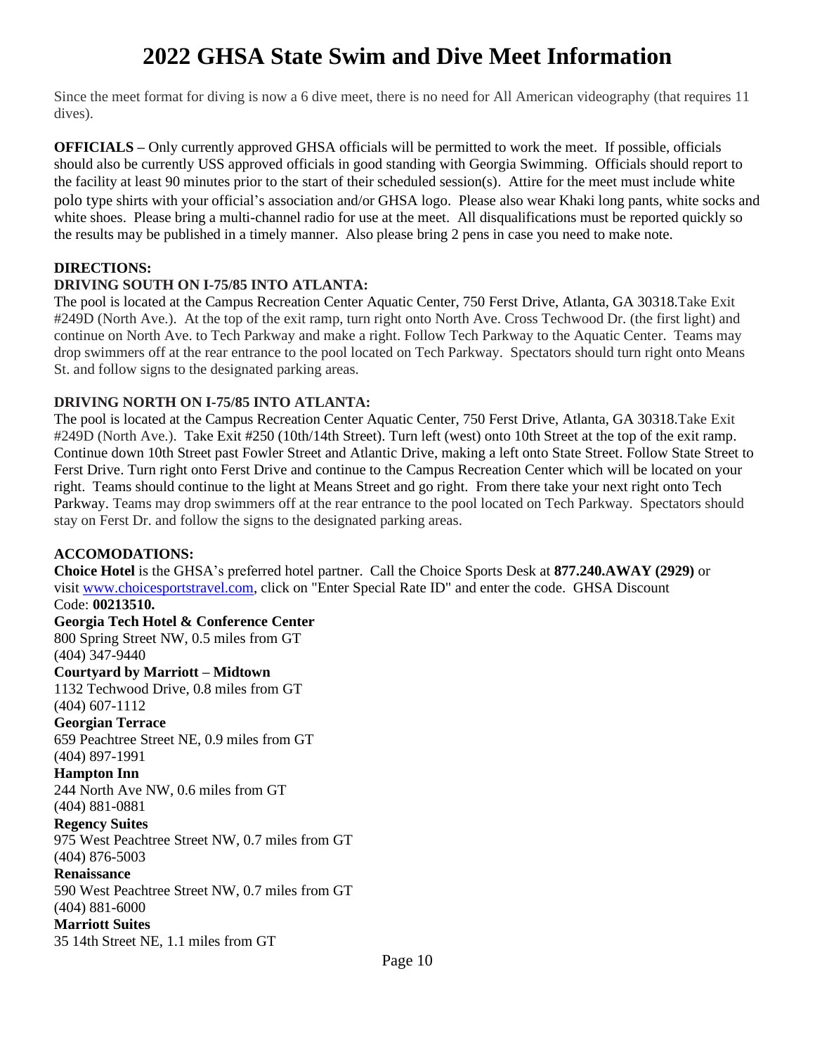# 2022 GHSA State Swim and Dive Meet Information

Since the meet format for diving is now a 6 dive meet, there is no need for All American videography (that requires 11 dives).

**OFFICIALS –** Only currently approved GHSA officials will be permitted to work the meet. If possible, officials should also be currently USS approved officials in good standing with Georgia Swimming. Officials should report to the facility at least 90 minutes prior to the start of their scheduled session(s). Attire for the meet must include white polo type shirts with your official's association and/or GHSA logo. Please also wear Khaki long pants, white socks and white shoes. Please bring a multi-channel radio for use at the meet. All disqualifications must be reported quickly so the results may be published in a timely manner. Also please bring 2 pens in case you need to make note.

**DIRECTIONS:**

**DRIVING SOUTH ON I-75/85 INTO ATLANTA:**

The pool is located at the Campus Recreation Center Aquatic Center, 750 Ferst Drive, Atlanta, GA 30318.Take Exit #249D (North Ave.). At the top of the exit ramp, turn right onto North Ave. Cross Techwood Dr. (the first light) and continue on North Ave. to Tech Parkway and make a right. Follow Tech Parkway to the Aquatic Center. Teams may drop swimmers off at the rear entrance to the pool located on Tech Parkway. Spectators should turn right onto Means St. and follow signs to the designated parking areas.

**DRIVING NORTH ON I-75/85 INTO ATLANTA:**

The pool is located at the Campus Recreation Center Aquatic Center, 750 Ferst Drive, Atlanta, GA 30318.Take Exit #249D (North Ave.). Take Exit #250 (10th/14th Street). Turn left (west) onto 10th Street at the top of the exit ramp. Continue down 10th Street past Fowler Street and Atlantic Drive, making a left onto State Street. Follow State Street to Ferst Drive. Turn right onto Ferst Drive and continue to the Campus Recreation Center which will be located on your right. Teams should continue to the light at Means Street and go right. From there take your next right onto Tech Parkway. Teams may drop swimmers off at the rear entrance to the pool located on Tech Parkway. Spectators should stay on Ferst Dr. and follow the signs to the designated parking areas.

**ACCOMODATIONS:**

**Choice Hotel** is the GHSA's preferred hotel partner. Call the Choice Sports Desk at **877.240.AWAY (2929)** or visit [www.choicesportstravel.com](http://www.choicesportstravel.com), click on "Enter Special Rate ID" and enter the code. GHSA Discount Code: **00213510.**

**Georgia Tech Hotel & Conference Center**
800 Spring Street NW, 0.5 miles from GT
(404) 347-9440

**Courtyard by Marriott – Midtown**
1132 Techwood Drive, 0.8 miles from GT
(404) 607-1112

**Georgian Terrace**
659 Peachtree Street NE, 0.9 miles from GT
(404) 897-1991

**Hampton Inn**
244 North Ave NW, 0.6 miles from GT
(404) 881-0881

**Regency Suites**
975 West Peachtree Street NW, 0.7 miles from GT
(404) 876-5003

**Renaissance**
590 West Peachtree Street NW, 0.7 miles from GT
(404) 881-6000

**Marriott Suites**
35 14th Street NE, 1.1 miles from GT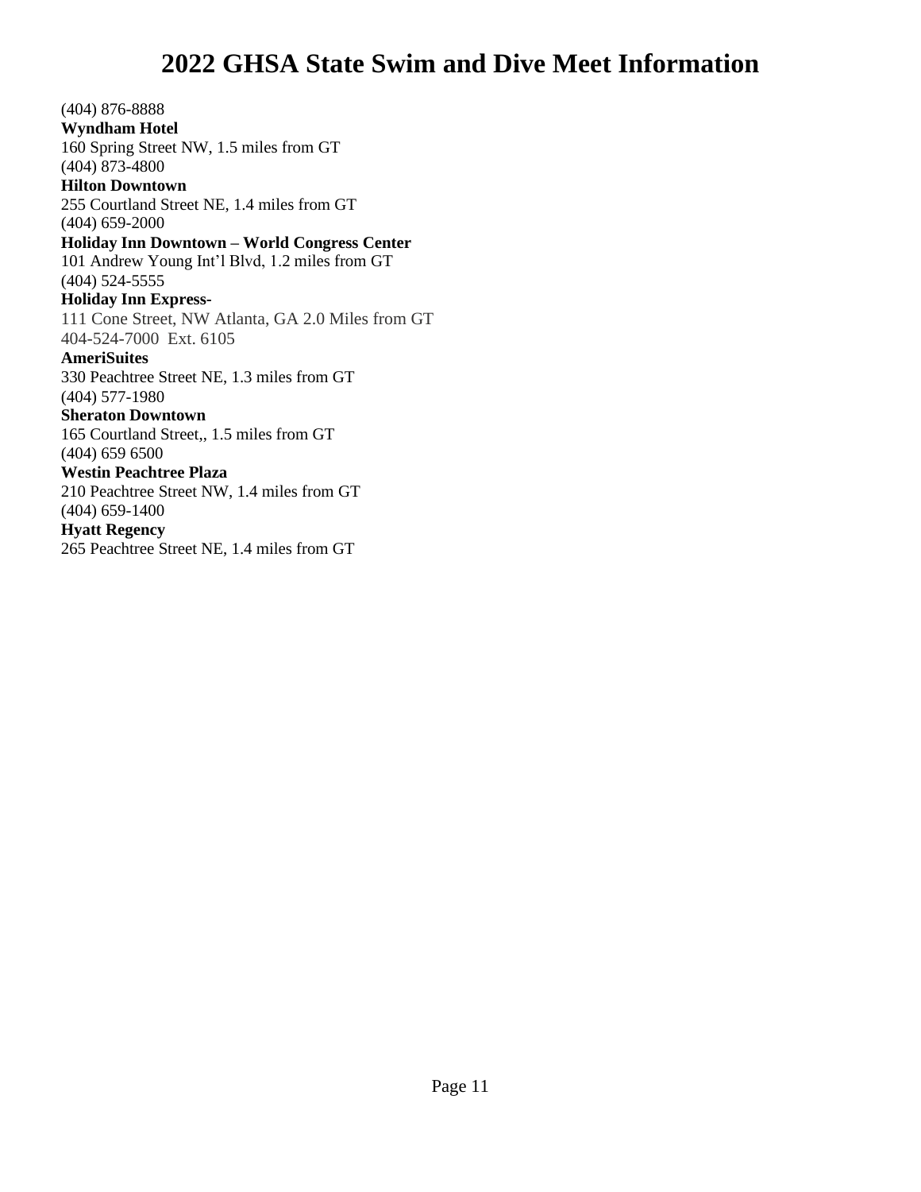(404) 876-8888

**Wyndham Hotel**
160 Spring Street NW, 1.5 miles from GT
(404) 873-4800

**Hilton Downtown**
255 Courtland Street NE, 1.4 miles from GT
(404) 659-2000

**Holiday Inn Downtown – World Congress Center**
101 Andrew Young Int'l Blvd, 1.2 miles from GT
(404) 524-5555

**Holiday Inn Express-**
111 Cone Street, NW Atlanta, GA 2.0 Miles from GT
404-524-7000 Ext. 6105

**AmeriSuites**
330 Peachtree Street NE, 1.3 miles from GT
(404) 577-1980

**Sheraton Downtown**
165 Courtland Street,, 1.5 miles from GT
(404) 659 6500

**Westin Peachtree Plaza**
210 Peachtree Street NW, 1.4 miles from GT
(404) 659-1400

**Hyatt Regency**
265 Peachtree Street NE, 1.4 miles from GT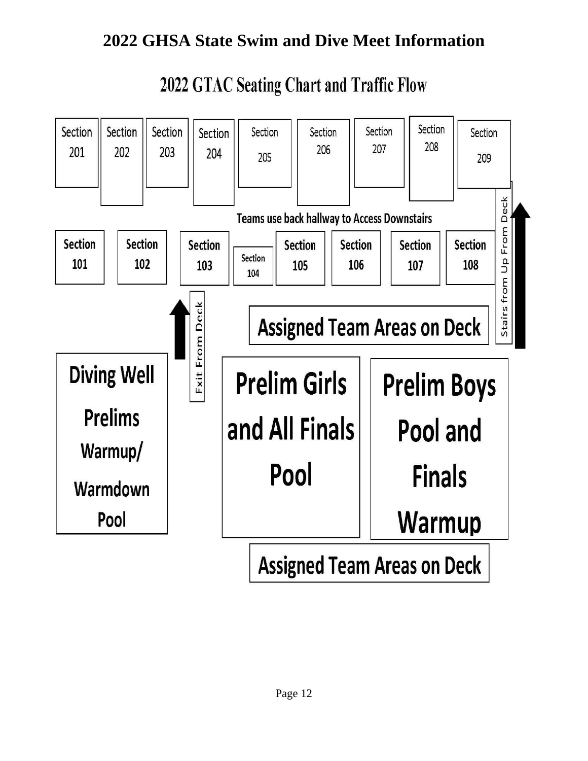# 2022 GHSA State Swim and Dive Meet Information

## 2022 GTAC Seating Chart and Traffic Flow

Section 201 | Section 202 | Section 203 | Section 204 | Section 205 | Section 206 | Section 207 | Section 208 | Section 209

Teams use back hallway to Access Downstairs

Section 101 | Section 102 | Section 103 | Section 104 | Section 105 | Section 106 | Section 107 | Section 108

Stairs from Up From Deck

Exit From Deck

Assigned Team Areas on Deck

Diving Well Prelims Warmup/ Warmdown Pool

Prelim Girls and All Finals Pool

Prelim Boys Pool and Finals Warmup

Assigned Team Areas on Deck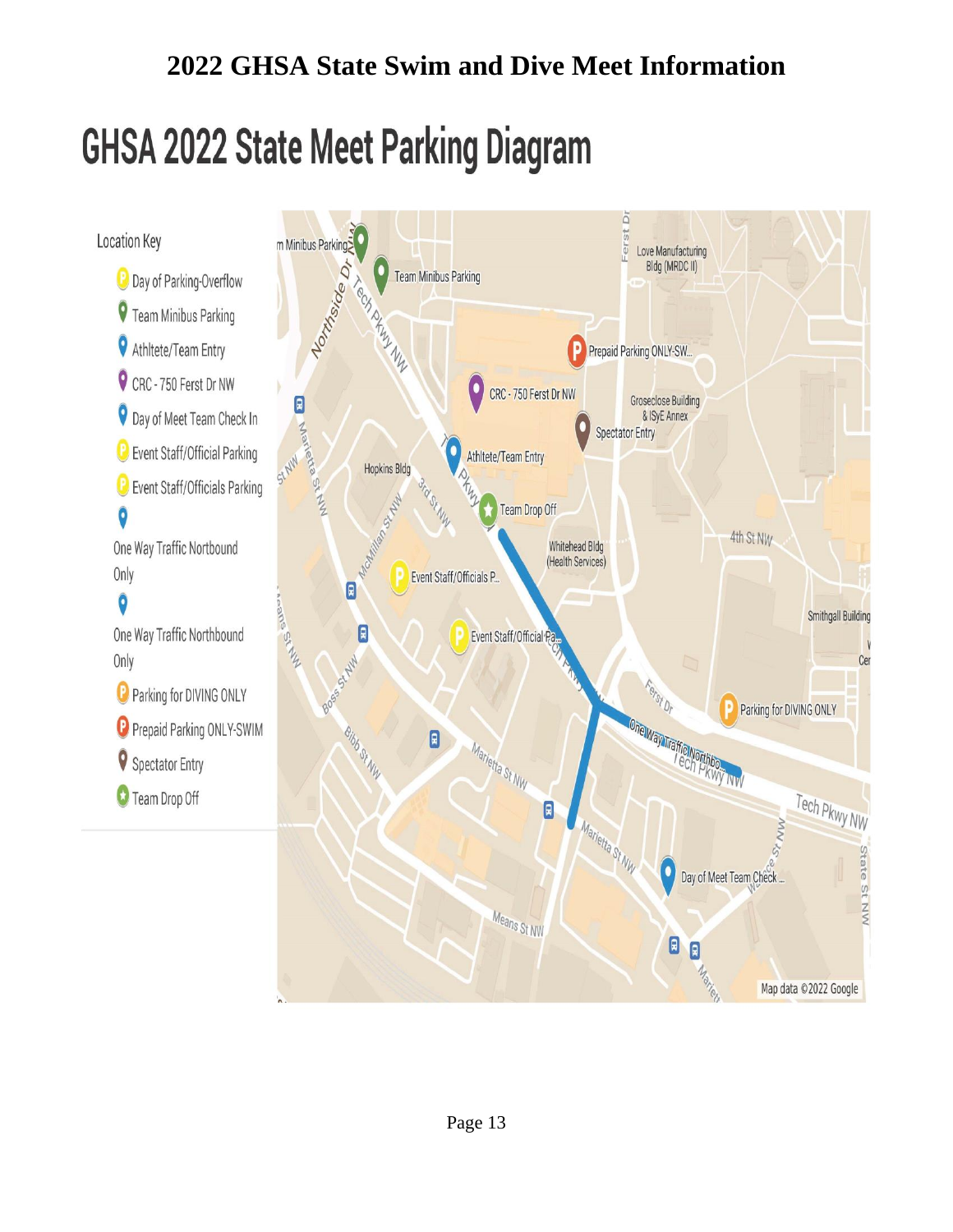# 2022 GHSA State Swim and Dive Meet Information

## GHSA 2022 State Meet Parking Diagram

Location Key

- Day of Parking-Overflow
- Team Minibus Parking
- Athltete/Team Entry
- CRC - 750 Ferst Dr NW
- Day of Meet Team Check In
- Event Staff/Official Parking
- Event Staff/Officials Parking
- One Way Traffic Nortbound Only
- One Way Traffic Northbound Only
- Parking for DIVING ONLY
- Prepaid Parking ONLY-SWIM
- Spectator Entry
- Team Drop Off

m Minibus Parking

Team Minibus Parking

Love Manufacturing Bldg (MRDC II)

Prepaid Parking ONLY-SW...

CRC - 750 Ferst Dr NW

Groseclose Building & ISyE Annex

Spectator Entry

Athltete/Team Entry

Hopkins Bldg

Team Drop Off

Whitehead Bldg (Health Services)

4th St NW

Event Staff/Officials P...

Event Staff/Official Pa...

Smithgall Building

Parking for DIVING ONLY

One Way Traffic Northbo...

Tech Pkwy NW

Day of Meet Team Check ...

Northside Dr NW

Tech Pkwy NW

Marietta St NW

McMillan St NW

3rd St NW

Ferst Dr

Boss St NW

Bibb St NW

Means St NW

State St NW

Map data ©2022 Google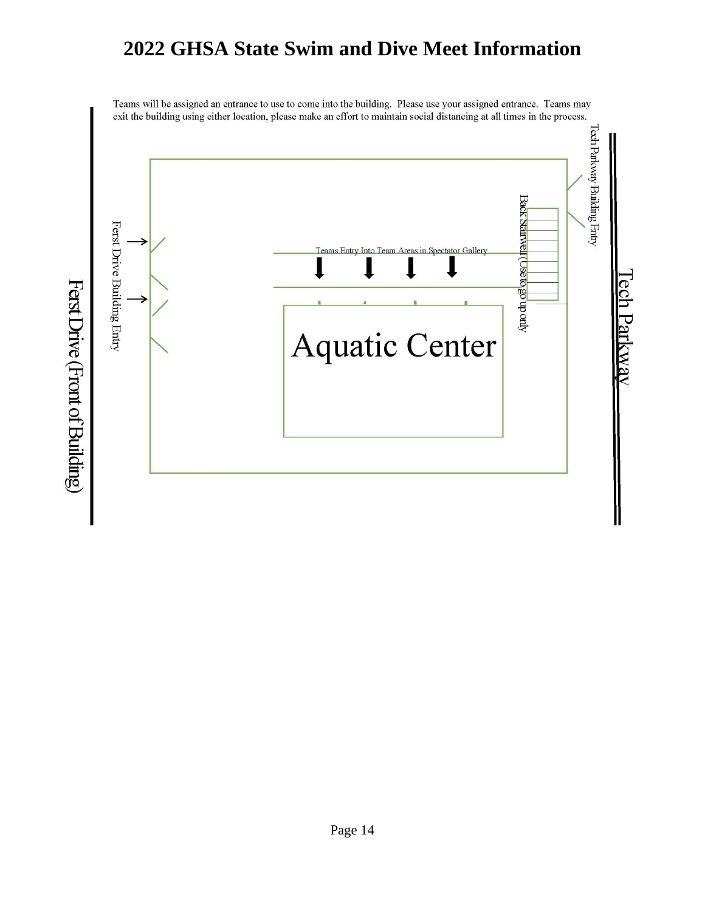# 2022 GHSA State Swim and Dive Meet Information

Teams will be assigned an entrance to use to come into the building. Please use your assigned entrance. Teams may exit the building using either location, please make an effort to maintain social distancing at all times in the process.

Ferst Drive (Front of Building)

Ferst Drive Building Entry

Teams Entry Into Team Areas in Spectator Gallery

Aquatic Center

Back Stairwell (Use to go up only)

Tech Parkway Building Entry

Tech Parkway